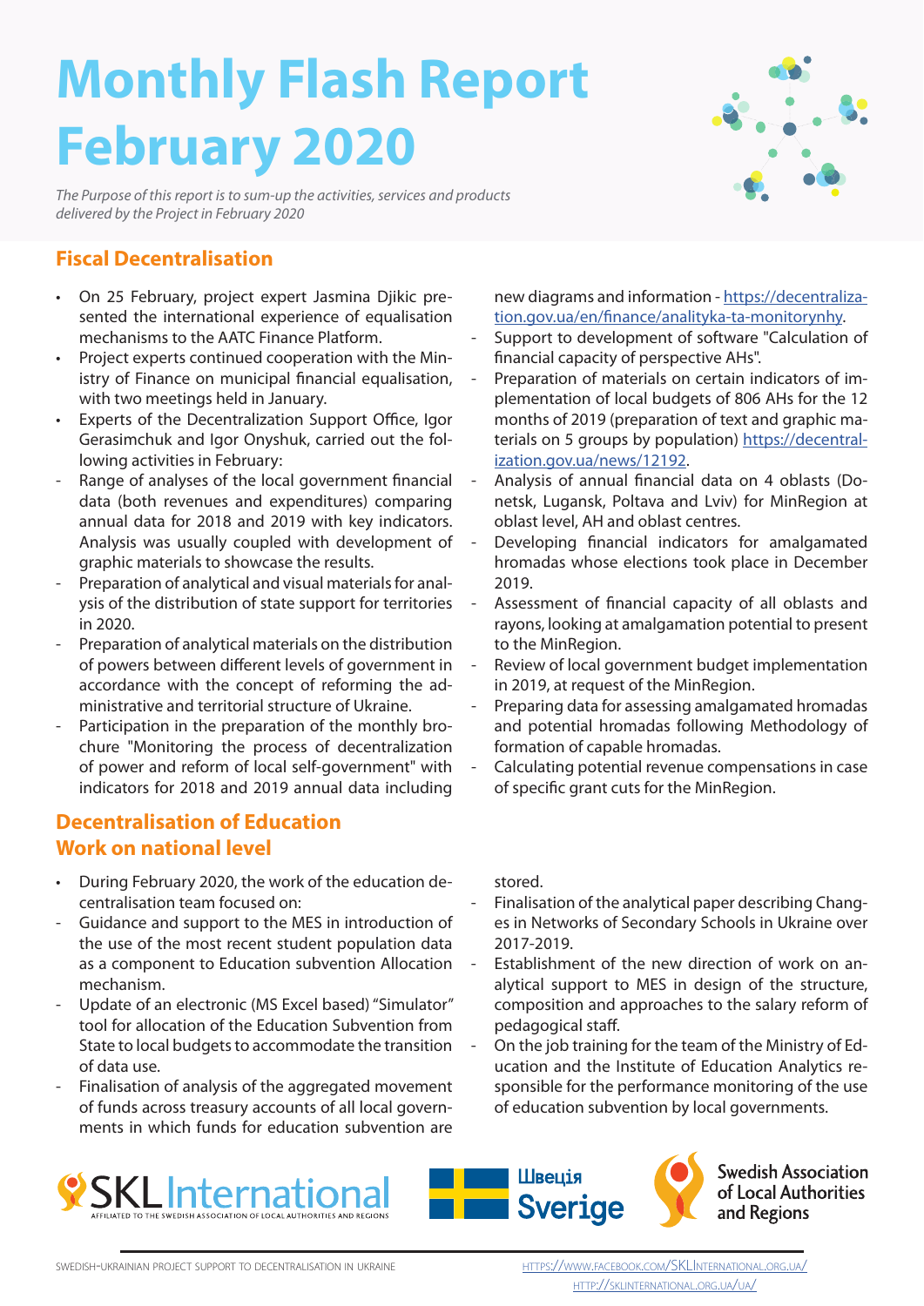# Monthly Flash Report February 2020

*The Purpose of this report is to sum-up the activities, services and products delivered by the Project in February 2020*

## Fiscal Decentralisation

- On 25 February, project expert Jasmina Djikic presented the international experience of equalisation mechanisms to the AATC Finance Platform.
- Project experts continued cooperation with the Ministry of Finance on municipal financial equalisation, with two meetings held in January.
- Experts of the Decentralization Support Office, Igor Gerasimchuk and Igor Onyshuk, carried out the following activities in February:
  - Range of analyses of the local government financial data (both revenues and expenditures) comparing annual data for 2018 and 2019 with key indicators. Analysis was usually coupled with development of graphic materials to showcase the results.
  - Preparation of analytical and visual materials for analysis of the distribution of state support for territories in 2020.
  - Preparation of analytical materials on the distribution of powers between different levels of government in accordance with the concept of reforming the administrative and territorial structure of Ukraine.
  - Participation in the preparation of the monthly brochure "Monitoring the process of decentralization of power and reform of local self-government" with indicators for 2018 and 2019 annual data including new diagrams and information - [https://decentralization.gov.ua/en/finance/analityka-ta-monitorynhy](https://decentralization.gov.ua/en/finance/analityka-ta-monitorynhy).
  - Support to development of software "Calculation of financial capacity of perspective AHs".
  - Preparation of materials on certain indicators of implementation of local budgets of 806 AHs for the 12 months of 2019 (preparation of text and graphic materials on 5 groups by population) [https://decentralization.gov.ua/news/12192](https://decentralization.gov.ua/news/12192).
  - Analysis of annual financial data on 4 oblasts (Donetsk, Lugansk, Poltava and Lviv) for MinRegion at oblast level, AH and oblast centres.
  - Developing financial indicators for amalgamated hromadas whose elections took place in December 2019.
  - Assessment of financial capacity of all oblasts and rayons, looking at amalgamation potential to present to the MinRegion.
  - Review of local government budget implementation in 2019, at request of the MinRegion.
  - Preparing data for assessing amalgamated hromadas and potential hromadas following Methodology of formation of capable hromadas.
  - Calculating potential revenue compensations in case of specific grant cuts for the MinRegion.

## Decentralisation of Education
## Work on national level

- During February 2020, the work of the education decentralisation team focused on:
  - Guidance and support to the MES in introduction of the use of the most recent student population data as a component to Education subvention Allocation mechanism.
  - Update of an electronic (MS Excel based) "Simulator" tool for allocation of the Education Subvention from State to local budgets to accommodate the transition of data use.
  - Finalisation of analysis of the aggregated movement of funds across treasury accounts of all local governments in which funds for education subvention are stored.
  - Finalisation of the analytical paper describing Changes in Networks of Secondary Schools in Ukraine over 2017-2019.
  - Establishment of the new direction of work on analytical support to MES in design of the structure, composition and approaches to the salary reform of pedagogical staff.
  - On the job training for the team of the Ministry of Education and the Institute of Education Analytics responsible for the performance monitoring of the use of education subvention by local governments.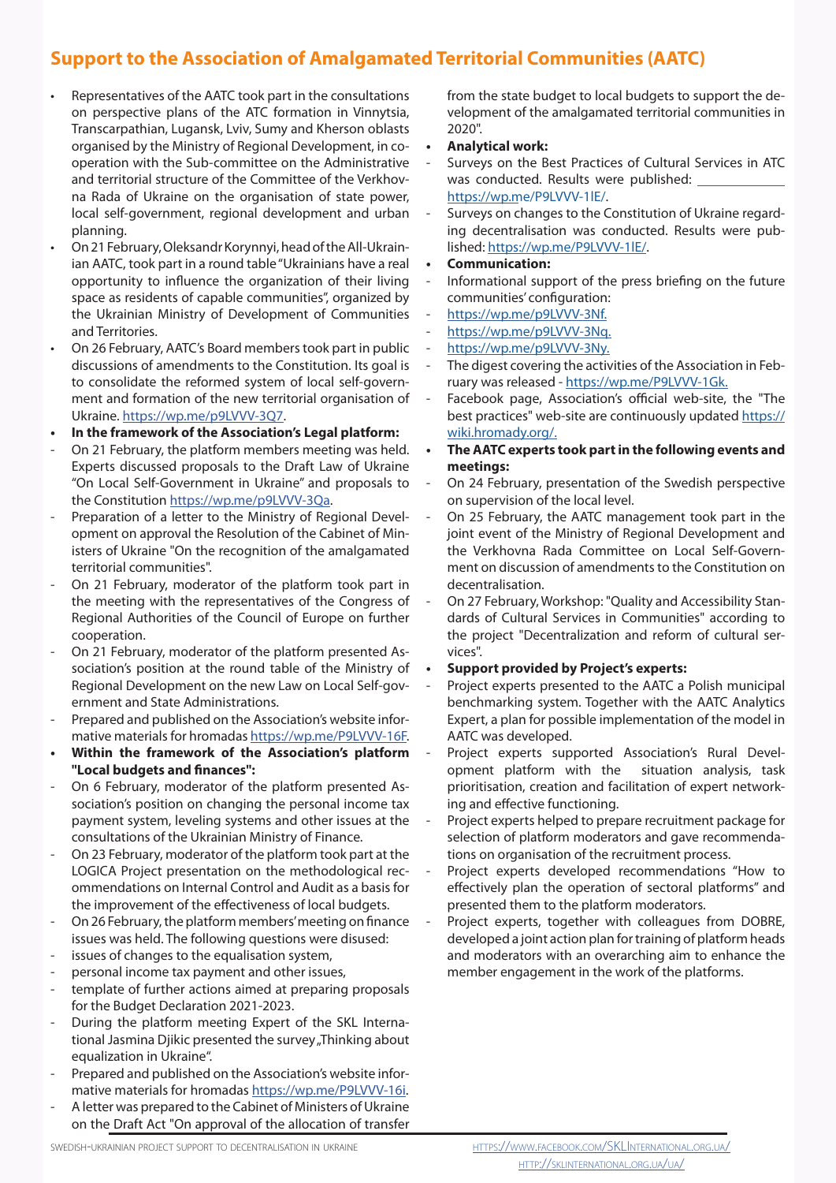## Support to the Association of Amalgamated Territorial Communities (AATC)

- Representatives of the AATC took part in the consultations on perspective plans of the ATC formation in Vinnytsia, Transcarpathian, Lugansk, Lviv, Sumy and Kherson oblasts organised by the Ministry of Regional Development, in cooperation with the Sub-committee on the Administrative and territorial structure of the Committee of the Verkhovna Rada of Ukraine on the organisation of state power, local self-government, regional development and urban planning.
- On 21 February, Oleksandr Korynnyi, head of the All-Ukrainian AATC, took part in a round table "Ukrainians have a real opportunity to influence the organization of their living space as residents of capable communities", organized by the Ukrainian Ministry of Development of Communities and Territories.
- On 26 February, AATC's Board members took part in public discussions of amendments to the Constitution. Its goal is to consolidate the reformed system of local self-government and formation of the new territorial organisation of Ukraine. https://wp.me/p9LVVV-3Q7.
- **In the framework of the Association's Legal platform:**
  - On 21 February, the platform members meeting was held. Experts discussed proposals to the Draft Law of Ukraine "On Local Self-Government in Ukraine" and proposals to the Constitution https://wp.me/p9LVVV-3Qa.
  - Preparation of a letter to the Ministry of Regional Development on approval the Resolution of the Cabinet of Ministers of Ukraine "On the recognition of the amalgamated territorial communities".
  - On 21 February, moderator of the platform took part in the meeting with the representatives of the Congress of Regional Authorities of the Council of Europe on further cooperation.
  - On 21 February, moderator of the platform presented Association's position at the round table of the Ministry of Regional Development on the new Law on Local Self-government and State Administrations.
  - Prepared and published on the Association's website informative materials for hromadas https://wp.me/P9LVVV-16F.
- **Within the framework of the Association's platform "Local budgets and finances":**
  - On 6 February, moderator of the platform presented Association's position on changing the personal income tax payment system, leveling systems and other issues at the consultations of the Ukrainian Ministry of Finance.
  - On 23 February, moderator of the platform took part at the LOGICA Project presentation on the methodological recommendations on Internal Control and Audit as a basis for the improvement of the effectiveness of local budgets.
  - On 26 February, the platform members' meeting on finance issues was held. The following questions were disused:
  - issues of changes to the equalisation system,
  - personal income tax payment and other issues,
  - template of further actions aimed at preparing proposals for the Budget Declaration 2021-2023.
  - During the platform meeting Expert of the SKL International Jasmina Djikic presented the survey „Thinking about equalization in Ukraine".
  - Prepared and published on the Association's website informative materials for hromadas https://wp.me/P9LVVV-16i.
  - A letter was prepared to the Cabinet of Ministers of Ukraine on the Draft Act "On approval of the allocation of transfer from the state budget to local budgets to support the development of the amalgamated territorial communities in 2020".
- **Analytical work:**
  - Surveys on the Best Practices of Cultural Services in ATC was conducted. Results were published: https://wp.me/P9LVVV-1lE/.
  - Surveys on changes to the Constitution of Ukraine regarding decentralisation was conducted. Results were published: https://wp.me/P9LVVV-1lE/.
- **Communication:**
  - Informational support of the press briefing on the future communities' configuration:
  - https://wp.me/p9LVVV-3Nf.
  - https://wp.me/p9LVVV-3Nq.
  - https://wp.me/p9LVVV-3Ny.
  - The digest covering the activities of the Association in February was released - https://wp.me/P9LVVV-1Gk.
  - Facebook page, Association's official web-site, the "The best practices" web-site are continuously updated https://wiki.hromady.org/.
- **The AATC experts took part in the following events and meetings:**
  - On 24 February, presentation of the Swedish perspective on supervision of the local level.
  - On 25 February, the AATC management took part in the joint event of the Ministry of Regional Development and the Verkhovna Rada Committee on Local Self-Government on discussion of amendments to the Constitution on decentralisation.
  - On 27 February, Workshop: "Quality and Accessibility Standards of Cultural Services in Communities" according to the project "Decentralization and reform of cultural services".
- **Support provided by Project's experts:**
  - Project experts presented to the AATC a Polish municipal benchmarking system. Together with the AATC Analytics Expert, a plan for possible implementation of the model in AATC was developed.
  - Project experts supported Association's Rural Development platform with the situation analysis, task prioritisation, creation and facilitation of expert networking and effective functioning.
  - Project experts helped to prepare recruitment package for selection of platform moderators and gave recommendations on organisation of the recruitment process.
  - Project experts developed recommendations "How to effectively plan the operation of sectoral platforms" and presented them to the platform moderators.
  - Project experts, together with colleagues from DOBRE, developed a joint action plan for training of platform heads and moderators with an overarching aim to enhance the member engagement in the work of the platforms.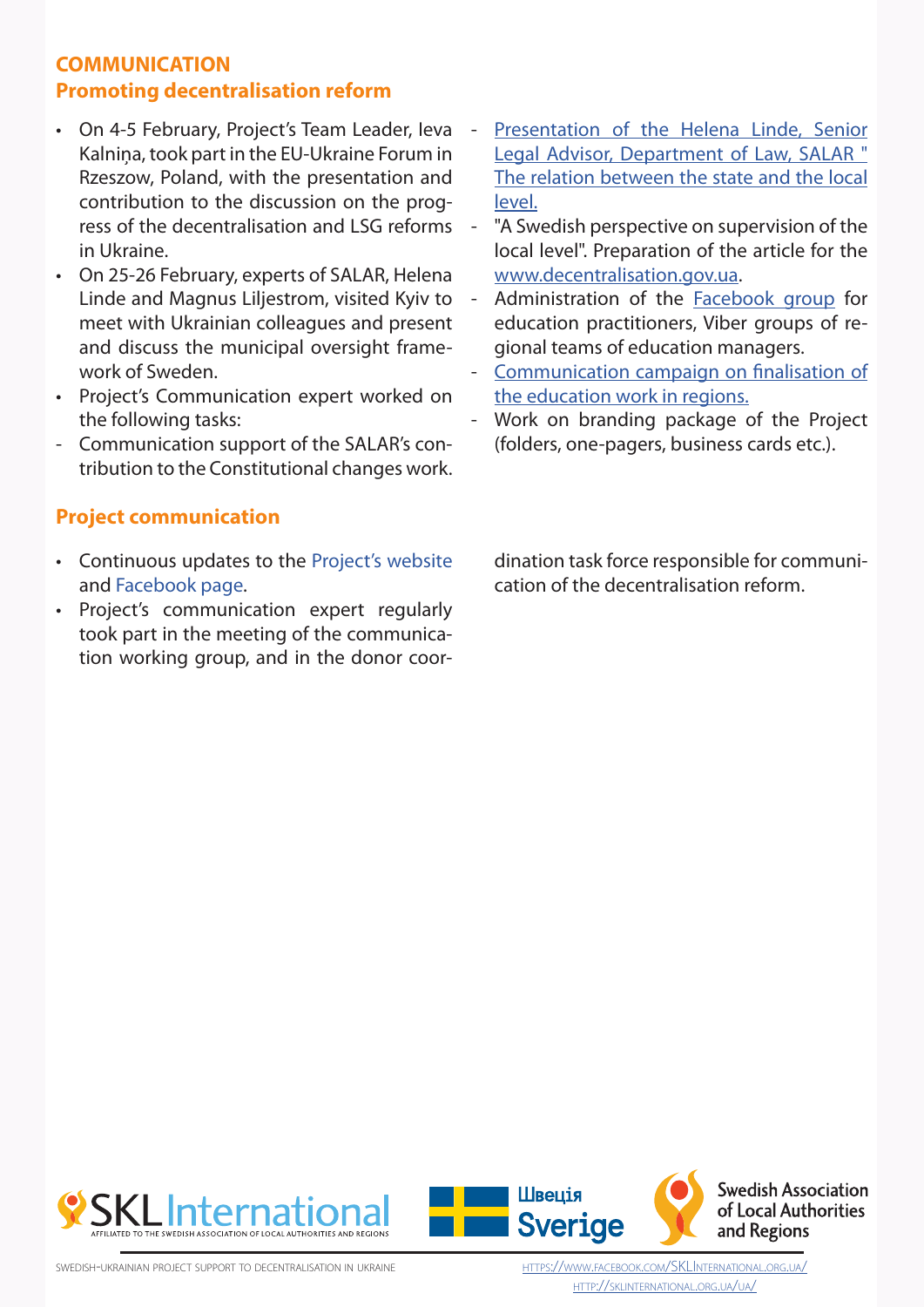## COMMUNICATION

### Promoting decentralisation reform

- On 4-5 February, Project's Team Leader, Ieva Kalniņa, took part in the EU-Ukraine Forum in Rzeszow, Poland, with the presentation and contribution to the discussion on the progress of the decentralisation and LSG reforms in Ukraine.
- On 25-26 February, experts of SALAR, Helena Linde and Magnus Liljestrom, visited Kyiv to meet with Ukrainian colleagues and present and discuss the municipal oversight framework of Sweden.
- Project's Communication expert worked on the following tasks:

- Communication support of the SALAR's contribution to the Constitutional changes work.
- Presentation of the Helena Linde, Senior Legal Advisor, Department of Law, SALAR " The relation between the state and the local level.
- "A Swedish perspective on supervision of the local level". Preparation of the article for the www.decentralisation.gov.ua.
- Administration of the Facebook group for education practitioners, Viber groups of regional teams of education managers.
- Communication campaign on finalisation of the education work in regions.
- Work on branding package of the Project (folders, one-pagers, business cards etc.).

### Project communication

- Continuous updates to the Project's website and Facebook page.
- Project's communication expert regularly took part in the meeting of the communication working group, and in the donor coordination task force responsible for communication of the decentralisation reform.